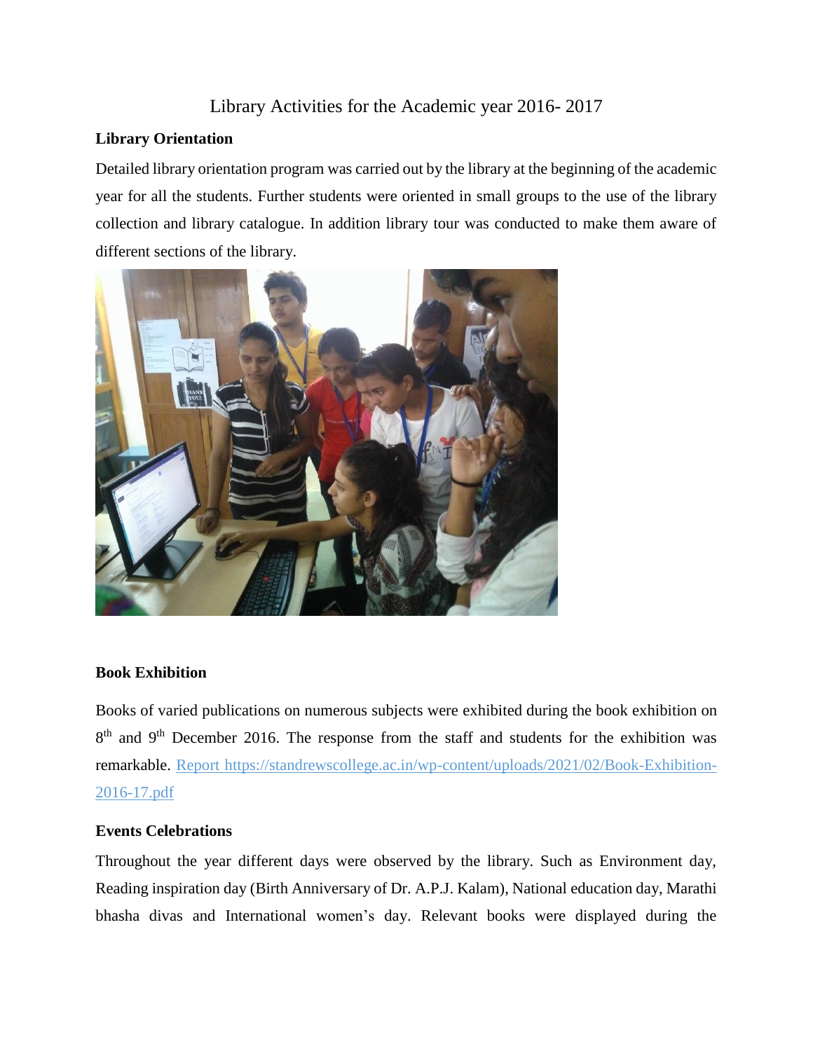# Library Activities for the Academic year 2016- 2017

**Library Orientation**

Detailed library orientation program was carried out by the library at the beginning of the academic year for all the students. Further students were oriented in small groups to the use of the library collection and library catalogue. In addition library tour was conducted to make them aware of different sections of the library.

**Book Exhibition**

Books of varied publications on numerous subjects were exhibited during the book exhibition on 8th and 9th December 2016. The response from the staff and students for the exhibition was remarkable. [Report https://standrewscollege.ac.in/wp-content/uploads/2021/02/Book-Exhibition-2016-17.pdf](https://standrewscollege.ac.in/wp-content/uploads/2021/02/Book-Exhibition-2016-17.pdf)

**Events Celebrations**

Throughout the year different days were observed by the library. Such as Environment day, Reading inspiration day (Birth Anniversary of Dr. A.P.J. Kalam), National education day, Marathi bhasha divas and International women's day. Relevant books were displayed during the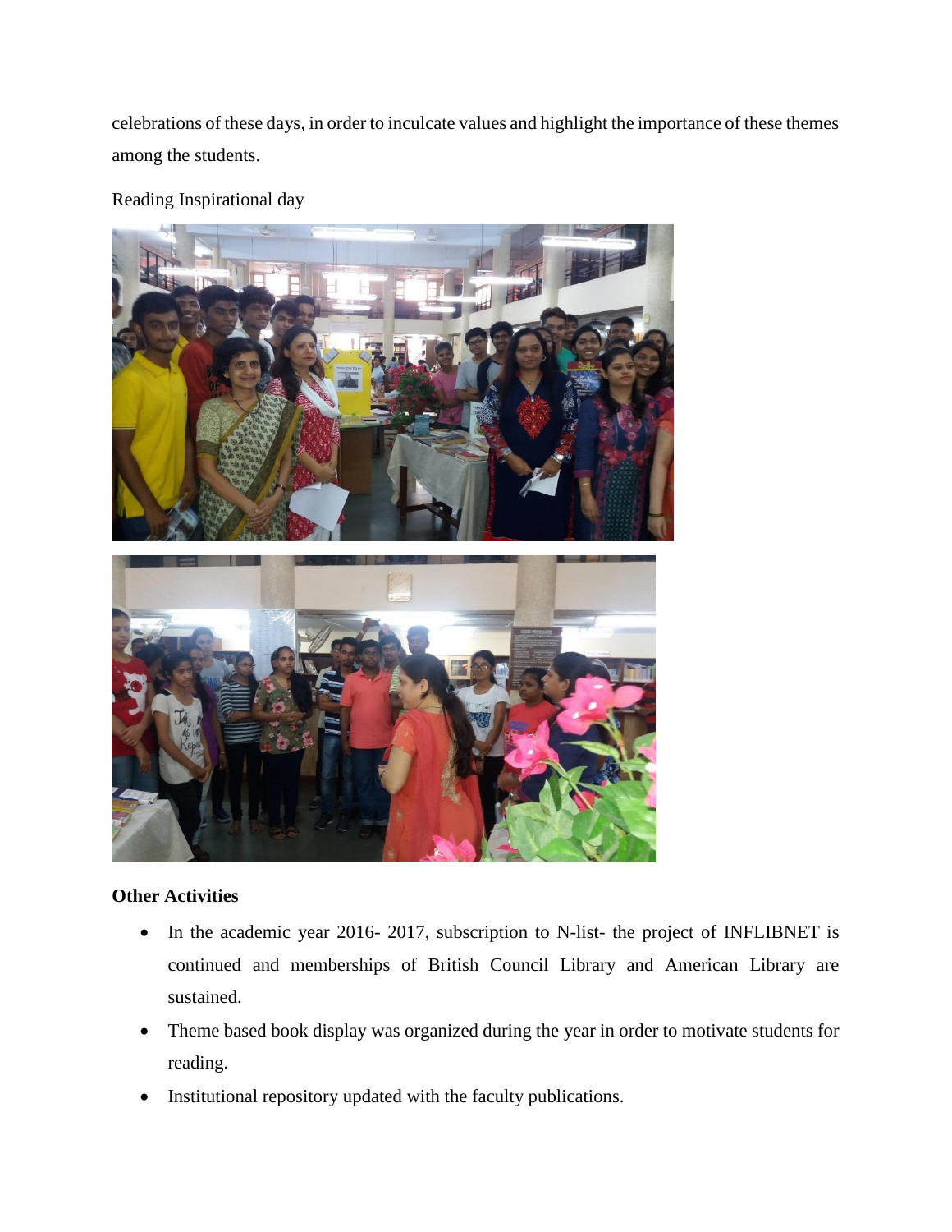celebrations of these days, in order to inculcate values and highlight the importance of these themes among the students.

Reading Inspirational day

**Other Activities**

- In the academic year 2016- 2017, subscription to N-list- the project of INFLIBNET is continued and memberships of British Council Library and American Library are sustained.
- Theme based book display was organized during the year in order to motivate students for reading.
- Institutional repository updated with the faculty publications.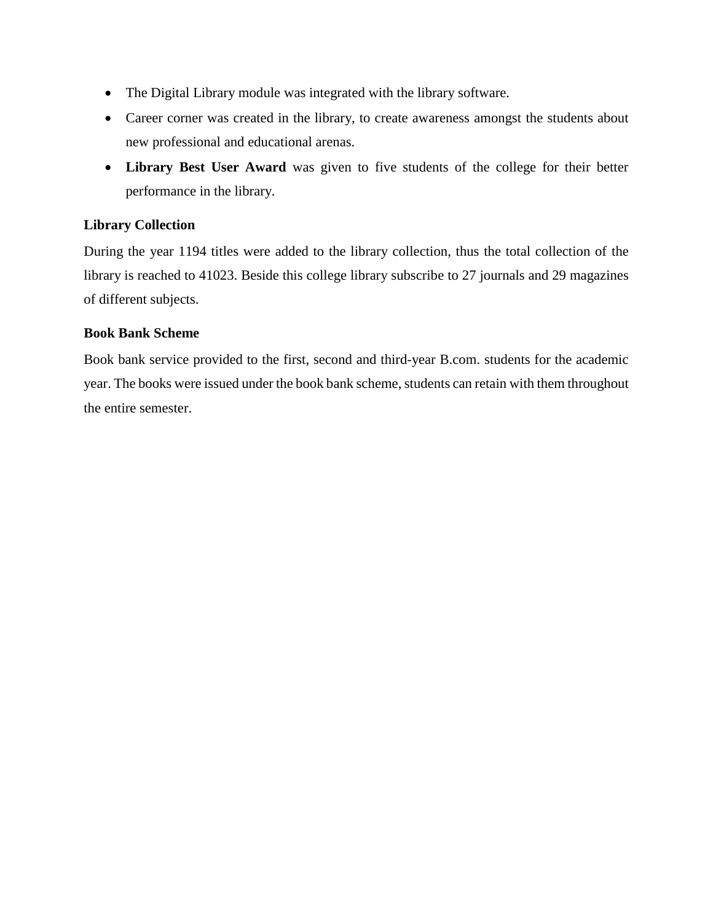- The Digital Library module was integrated with the library software.
- Career corner was created in the library, to create awareness amongst the students about new professional and educational arenas.
- **Library Best User Award** was given to five students of the college for their better performance in the library.

**Library Collection**

During the year 1194 titles were added to the library collection, thus the total collection of the library is reached to 41023. Beside this college library subscribe to 27 journals and 29 magazines of different subjects.

**Book Bank Scheme**

Book bank service provided to the first, second and third-year B.com. students for the academic year. The books were issued under the book bank scheme, students can retain with them throughout the entire semester.